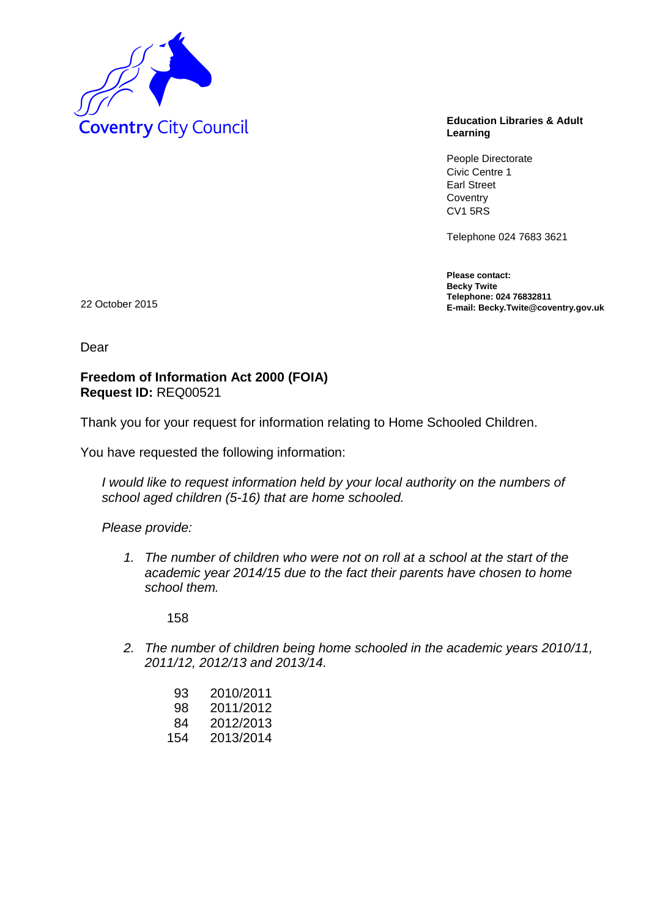Coventry City Council

**Education Libraries & Adult Learning**

People Directorate
Civic Centre 1
Earl Street
Coventry
CV1 5RS

Telephone 024 7683 3621

**Please contact:**
**Becky Twite**
**Telephone: 024 76832811**
**E-mail: Becky.Twite@coventry.gov.uk**

22 October 2015

Dear

**Freedom of Information Act 2000 (FOIA)**
**Request ID:** REQ00521

Thank you for your request for information relating to Home Schooled Children.

You have requested the following information:

*I would like to request information held by your local authority on the numbers of school aged children (5-16) that are home schooled.*

*Please provide:*

1. *The number of children who were not on roll at a school at the start of the academic year 2014/15 due to the fact their parents have chosen to home school them.*

   158

2. *The number of children being home schooled in the academic years 2010/11, 2011/12, 2012/13 and 2013/14.*

   | | |
   |---|---|
   | 93 | 2010/2011 |
   | 98 | 2011/2012 |
   | 84 | 2012/2013 |
   | 154 | 2013/2014 |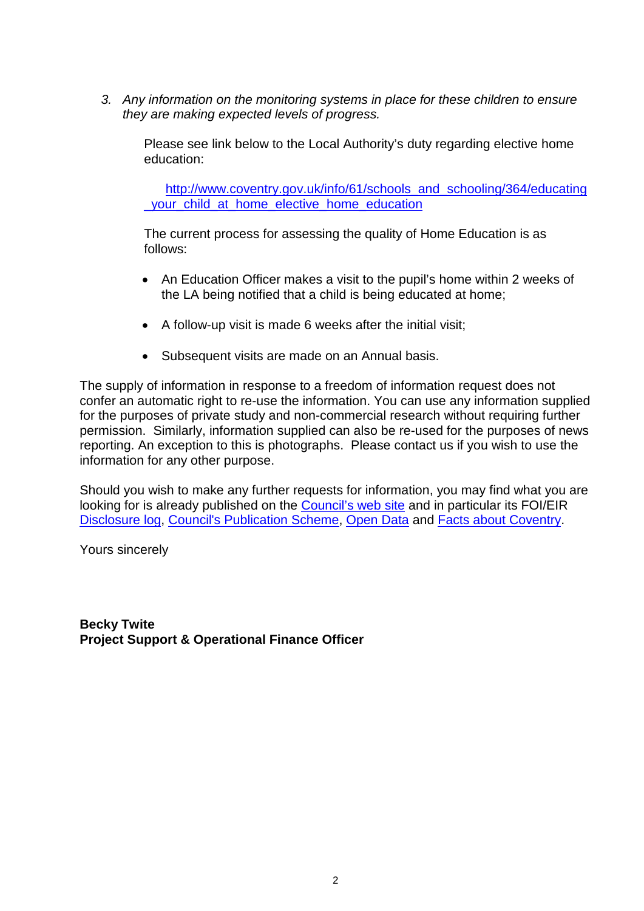3. *Any information on the monitoring systems in place for these children to ensure they are making expected levels of progress.*

   Please see link below to the Local Authority's duty regarding elective home education:

   http://www.coventry.gov.uk/info/61/schools_and_schooling/364/educating_your_child_at_home_elective_home_education

   The current process for assessing the quality of Home Education is as follows:

   - An Education Officer makes a visit to the pupil's home within 2 weeks of the LA being notified that a child is being educated at home;
   - A follow-up visit is made 6 weeks after the initial visit;
   - Subsequent visits are made on an Annual basis.

The supply of information in response to a freedom of information request does not confer an automatic right to re-use the information. You can use any information supplied for the purposes of private study and non-commercial research without requiring further permission. Similarly, information supplied can also be re-used for the purposes of news reporting. An exception to this is photographs. Please contact us if you wish to use the information for any other purpose.

Should you wish to make any further requests for information, you may find what you are looking for is already published on the Council's web site and in particular its FOI/EIR Disclosure log, Council's Publication Scheme, Open Data and Facts about Coventry.

Yours sincerely

**Becky Twite**
**Project Support & Operational Finance Officer**